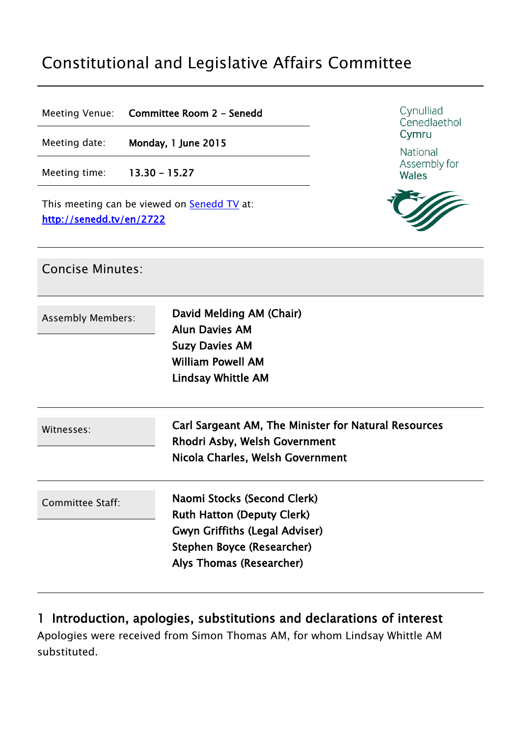# Constitutional and Legislative Affairs Committee

| | |
|---|---|
| Meeting Venue: | **Committee Room 2 – Senedd** |
| Meeting date: | **Monday, 1 June 2015** |
| Meeting time: | **13.30 – 15.27** |

Cynulliad Cenedlaethol Cymru

National Assembly for Wales

This meeting can be viewed on [Senedd TV](http://senedd.tv/en/2722) at:
[http://senedd.tv/en/2722](http://senedd.tv/en/2722)

## Concise Minutes:

| | |
|---|---|
| Assembly Members: | **David Melding AM (Chair)**<br>**Alun Davies AM**<br>**Suzy Davies AM**<br>**William Powell AM**<br>**Lindsay Whittle AM** |
| Witnesses: | **Carl Sargeant AM, The Minister for Natural Resources**<br>**Rhodri Asby, Welsh Government**<br>**Nicola Charles, Welsh Government** |
| Committee Staff: | **Naomi Stocks (Second Clerk)**<br>**Ruth Hatton (Deputy Clerk)**<br>**Gwyn Griffiths (Legal Adviser)**<br>**Stephen Boyce (Researcher)**<br>**Alys Thomas (Researcher)** |

## 1 Introduction, apologies, substitutions and declarations of interest

Apologies were received from Simon Thomas AM, for whom Lindsay Whittle AM substituted.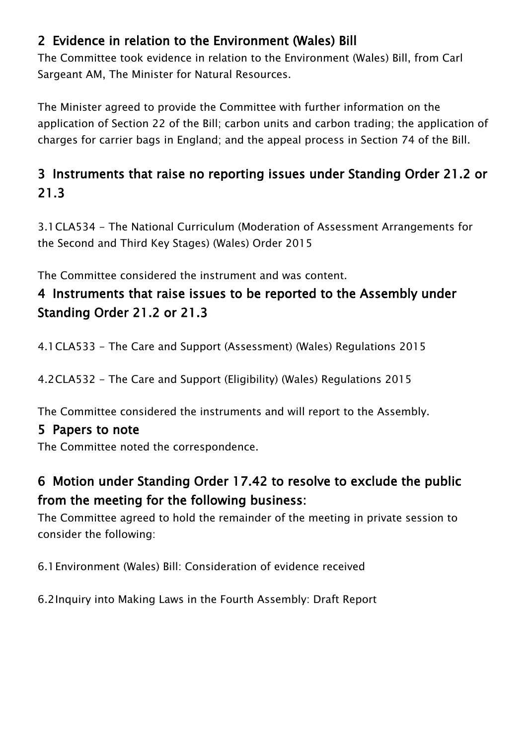## 2 Evidence in relation to the Environment (Wales) Bill

The Committee took evidence in relation to the Environment (Wales) Bill, from Carl Sargeant AM, The Minister for Natural Resources.

The Minister agreed to provide the Committee with further information on the application of Section 22 of the Bill; carbon units and carbon trading; the application of charges for carrier bags in England; and the appeal process in Section 74 of the Bill.

## 3 Instruments that raise no reporting issues under Standing Order 21.2 or 21.3

3.1 CLA534 - The National Curriculum (Moderation of Assessment Arrangements for the Second and Third Key Stages) (Wales) Order 2015

The Committee considered the instrument and was content.

## 4 Instruments that raise issues to be reported to the Assembly under Standing Order 21.2 or 21.3

4.1 CLA533 - The Care and Support (Assessment) (Wales) Regulations 2015

4.2 CLA532 - The Care and Support (Eligibility) (Wales) Regulations 2015

The Committee considered the instruments and will report to the Assembly.

## 5 Papers to note

The Committee noted the correspondence.

## 6 Motion under Standing Order 17.42 to resolve to exclude the public from the meeting for the following business:

The Committee agreed to hold the remainder of the meeting in private session to consider the following:

6.1 Environment (Wales) Bill: Consideration of evidence received

6.2 Inquiry into Making Laws in the Fourth Assembly: Draft Report